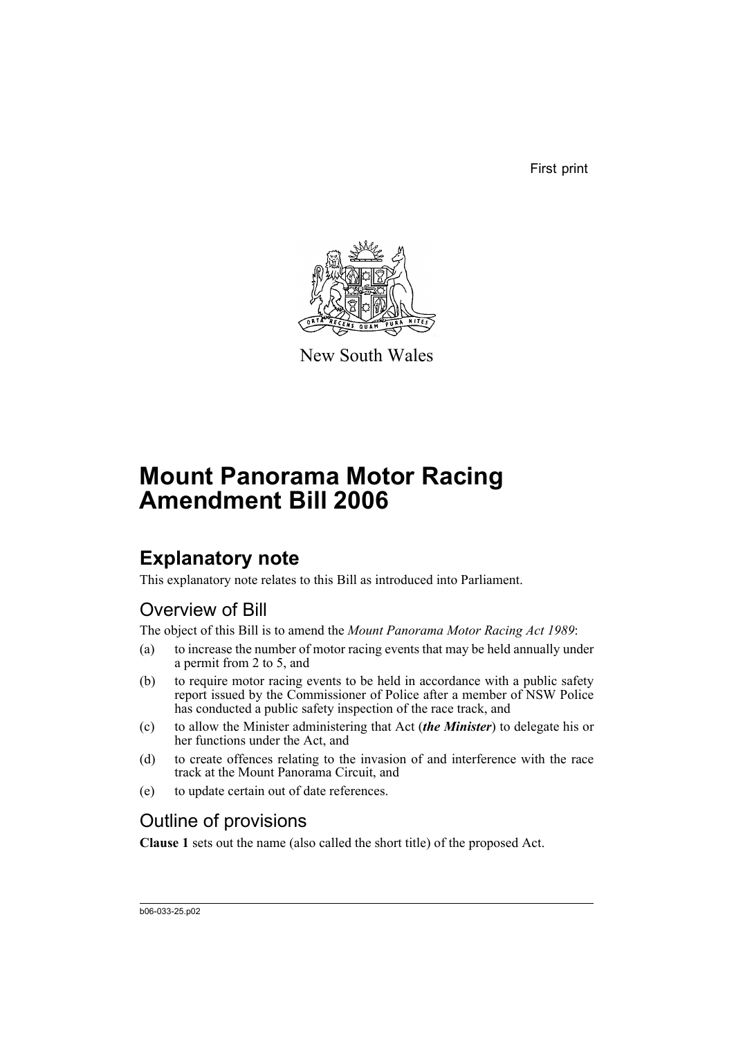First print

New South Wales

# Mount Panorama Motor Racing Amendment Bill 2006

## Explanatory note

This explanatory note relates to this Bill as introduced into Parliament.

### Overview of Bill

The object of this Bill is to amend the *Mount Panorama Motor Racing Act 1989*:

(a) to increase the number of motor racing events that may be held annually under a permit from 2 to 5, and

(b) to require motor racing events to be held in accordance with a public safety report issued by the Commissioner of Police after a member of NSW Police has conducted a public safety inspection of the race track, and

(c) to allow the Minister administering that Act (***the Minister***) to delegate his or her functions under the Act, and

(d) to create offences relating to the invasion of and interference with the race track at the Mount Panorama Circuit, and

(e) to update certain out of date references.

### Outline of provisions

**Clause 1** sets out the name (also called the short title) of the proposed Act.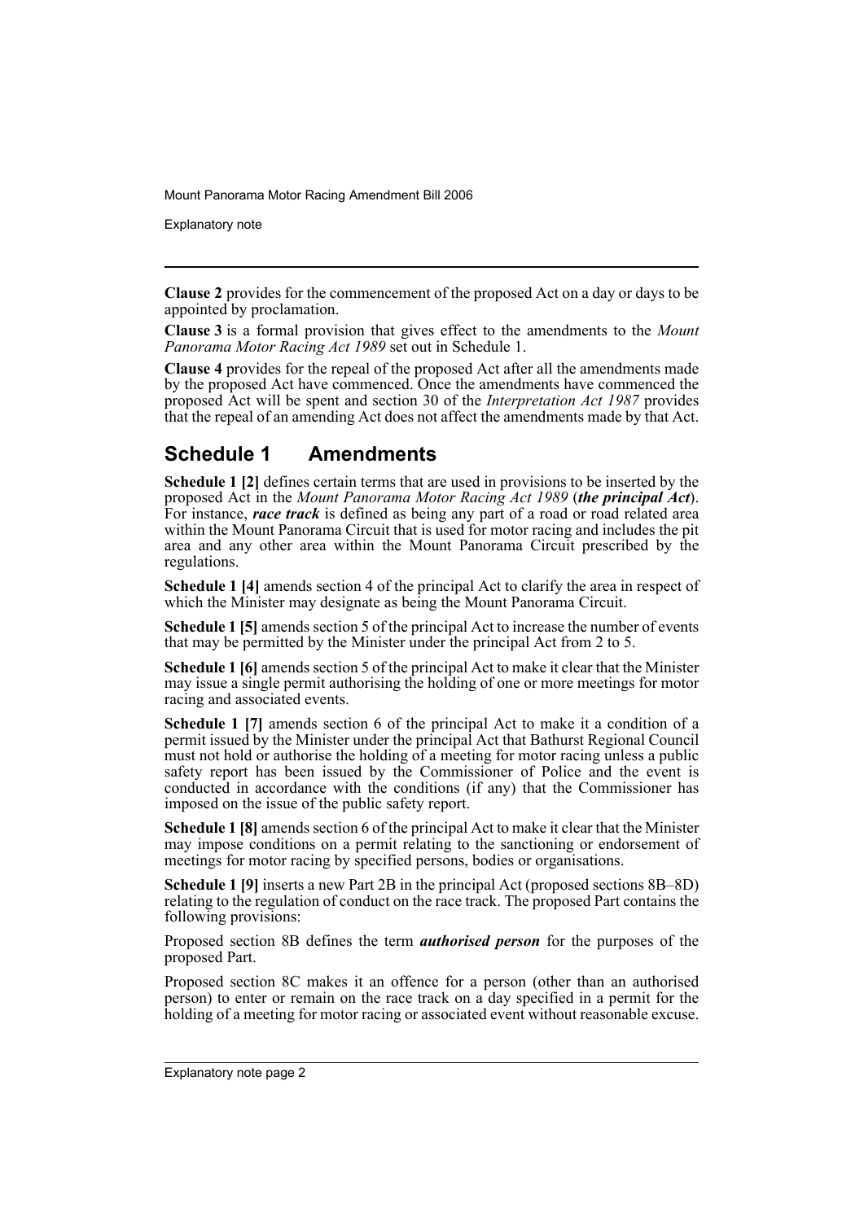**Clause 2** provides for the commencement of the proposed Act on a day or days to be appointed by proclamation.

**Clause 3** is a formal provision that gives effect to the amendments to the *Mount Panorama Motor Racing Act 1989* set out in Schedule 1.

**Clause 4** provides for the repeal of the proposed Act after all the amendments made by the proposed Act have commenced. Once the amendments have commenced the proposed Act will be spent and section 30 of the *Interpretation Act 1987* provides that the repeal of an amending Act does not affect the amendments made by that Act.

## Schedule 1 Amendments

**Schedule 1 [2]** defines certain terms that are used in provisions to be inserted by the proposed Act in the *Mount Panorama Motor Racing Act 1989* (***the principal Act***). For instance, ***race track*** is defined as being any part of a road or road related area within the Mount Panorama Circuit that is used for motor racing and includes the pit area and any other area within the Mount Panorama Circuit prescribed by the regulations.

**Schedule 1 [4]** amends section 4 of the principal Act to clarify the area in respect of which the Minister may designate as being the Mount Panorama Circuit.

**Schedule 1 [5]** amends section 5 of the principal Act to increase the number of events that may be permitted by the Minister under the principal Act from 2 to 5.

**Schedule 1 [6]** amends section 5 of the principal Act to make it clear that the Minister may issue a single permit authorising the holding of one or more meetings for motor racing and associated events.

**Schedule 1 [7]** amends section 6 of the principal Act to make it a condition of a permit issued by the Minister under the principal Act that Bathurst Regional Council must not hold or authorise the holding of a meeting for motor racing unless a public safety report has been issued by the Commissioner of Police and the event is conducted in accordance with the conditions (if any) that the Commissioner has imposed on the issue of the public safety report.

**Schedule 1 [8]** amends section 6 of the principal Act to make it clear that the Minister may impose conditions on a permit relating to the sanctioning or endorsement of meetings for motor racing by specified persons, bodies or organisations.

**Schedule 1 [9]** inserts a new Part 2B in the principal Act (proposed sections 8B–8D) relating to the regulation of conduct on the race track. The proposed Part contains the following provisions:

Proposed section 8B defines the term ***authorised person*** for the purposes of the proposed Part.

Proposed section 8C makes it an offence for a person (other than an authorised person) to enter or remain on the race track on a day specified in a permit for the holding of a meeting for motor racing or associated event without reasonable excuse.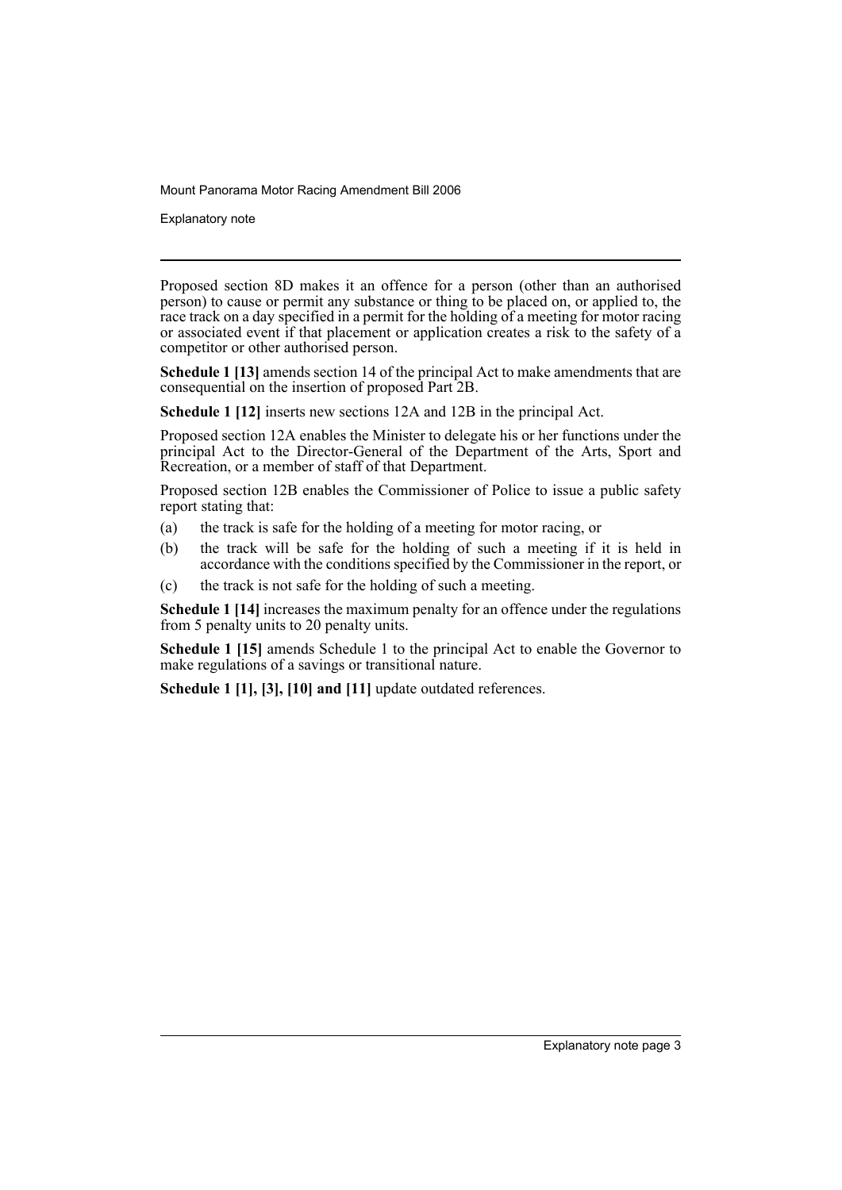Proposed section 8D makes it an offence for a person (other than an authorised person) to cause or permit any substance or thing to be placed on, or applied to, the race track on a day specified in a permit for the holding of a meeting for motor racing or associated event if that placement or application creates a risk to the safety of a competitor or other authorised person.

**Schedule 1 [13]** amends section 14 of the principal Act to make amendments that are consequential on the insertion of proposed Part 2B.

**Schedule 1 [12]** inserts new sections 12A and 12B in the principal Act.

Proposed section 12A enables the Minister to delegate his or her functions under the principal Act to the Director-General of the Department of the Arts, Sport and Recreation, or a member of staff of that Department.

Proposed section 12B enables the Commissioner of Police to issue a public safety report stating that:

(a) the track is safe for the holding of a meeting for motor racing, or

(b) the track will be safe for the holding of such a meeting if it is held in accordance with the conditions specified by the Commissioner in the report, or

(c) the track is not safe for the holding of such a meeting.

**Schedule 1 [14]** increases the maximum penalty for an offence under the regulations from 5 penalty units to 20 penalty units.

**Schedule 1 [15]** amends Schedule 1 to the principal Act to enable the Governor to make regulations of a savings or transitional nature.

**Schedule 1 [1], [3], [10] and [11]** update outdated references.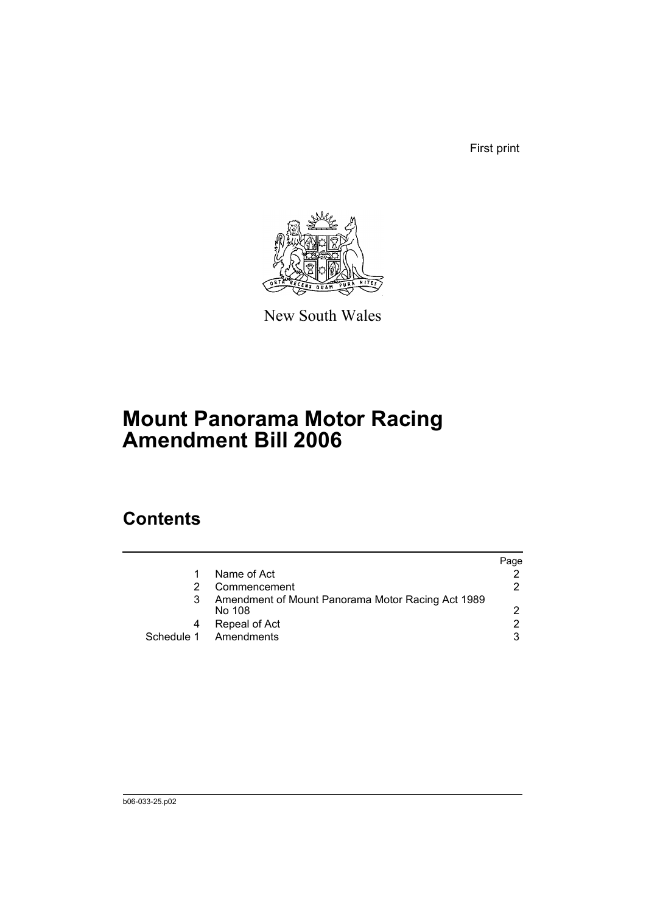First print

New South Wales

# Mount Panorama Motor Racing Amendment Bill 2006

## Contents

| | | Page |
|---|---|---|
| 1 | Name of Act | 2 |
| 2 | Commencement | 2 |
| 3 | Amendment of Mount Panorama Motor Racing Act 1989 No 108 | 2 |
| 4 | Repeal of Act | 2 |
| Schedule 1 | Amendments | 3 |

b06-033-25.p02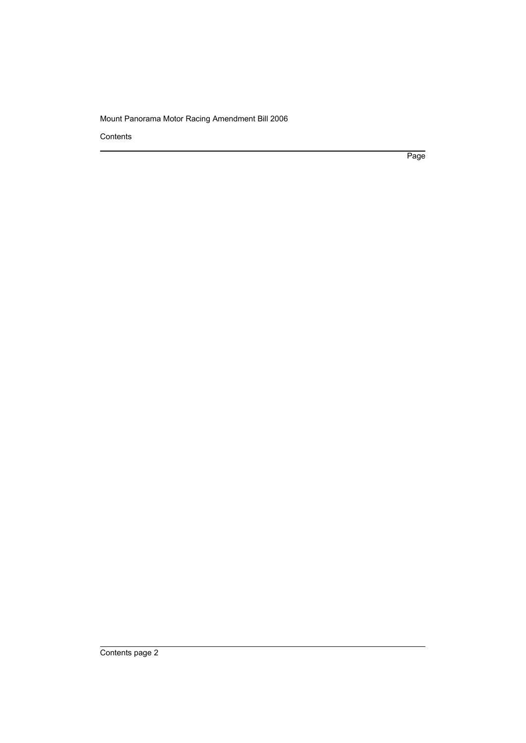Contents

Page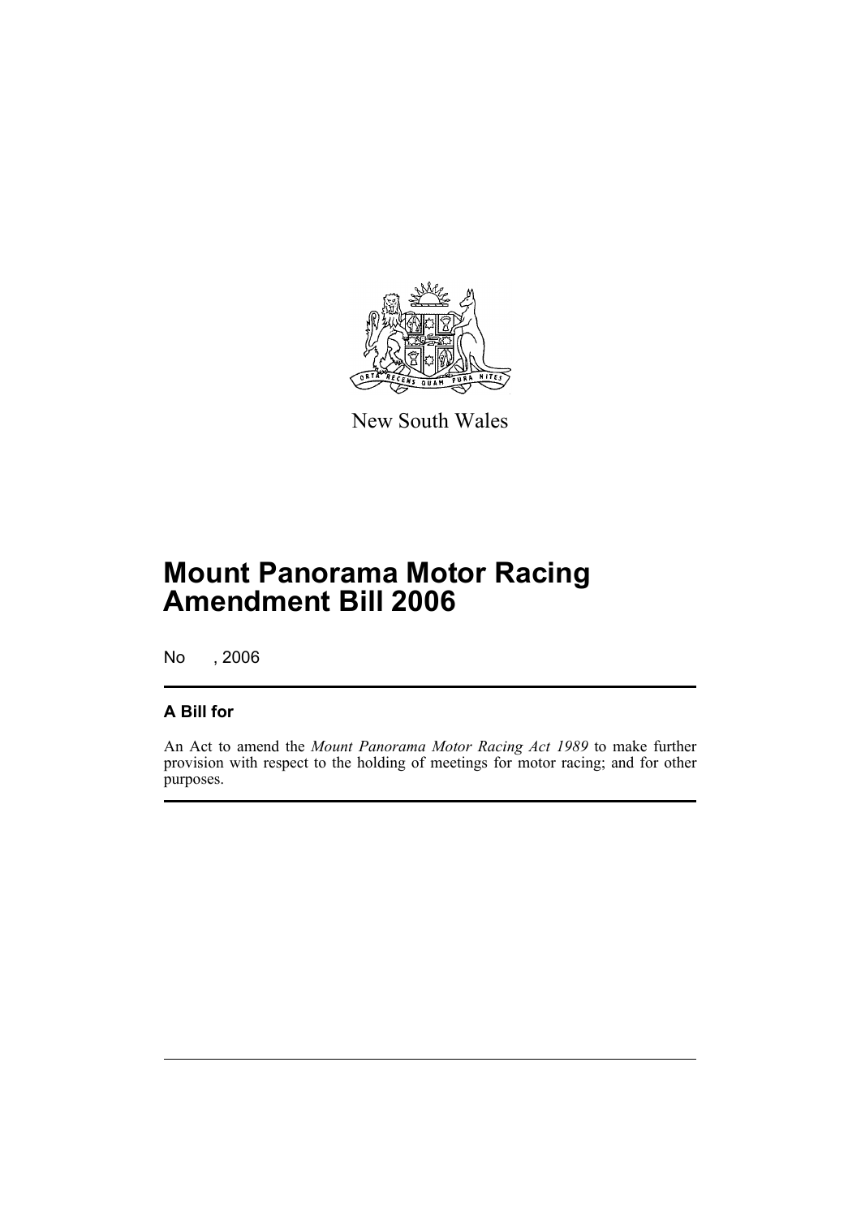New South Wales

# Mount Panorama Motor Racing Amendment Bill 2006

No , 2006

## A Bill for

An Act to amend the *Mount Panorama Motor Racing Act 1989* to make further provision with respect to the holding of meetings for motor racing; and for other purposes.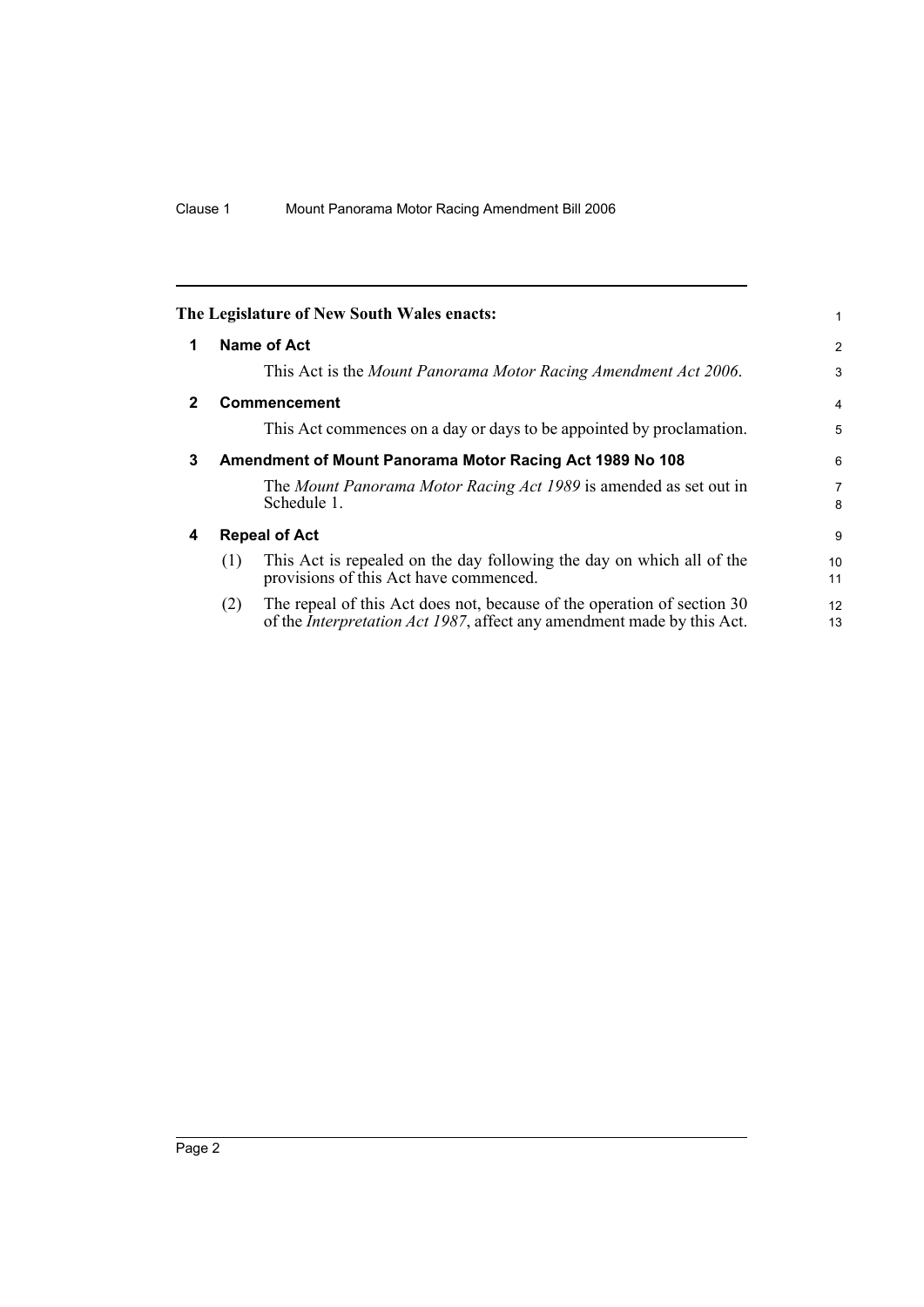The Legislature of New South Wales enacts:

## 1 Name of Act

This Act is the *Mount Panorama Motor Racing Amendment Act 2006*.

## 2 Commencement

This Act commences on a day or days to be appointed by proclamation.

## 3 Amendment of Mount Panorama Motor Racing Act 1989 No 108

The *Mount Panorama Motor Racing Act 1989* is amended as set out in Schedule 1.

## 4 Repeal of Act

(1) This Act is repealed on the day following the day on which all of the provisions of this Act have commenced.

(2) The repeal of this Act does not, because of the operation of section 30 of the *Interpretation Act 1987*, affect any amendment made by this Act.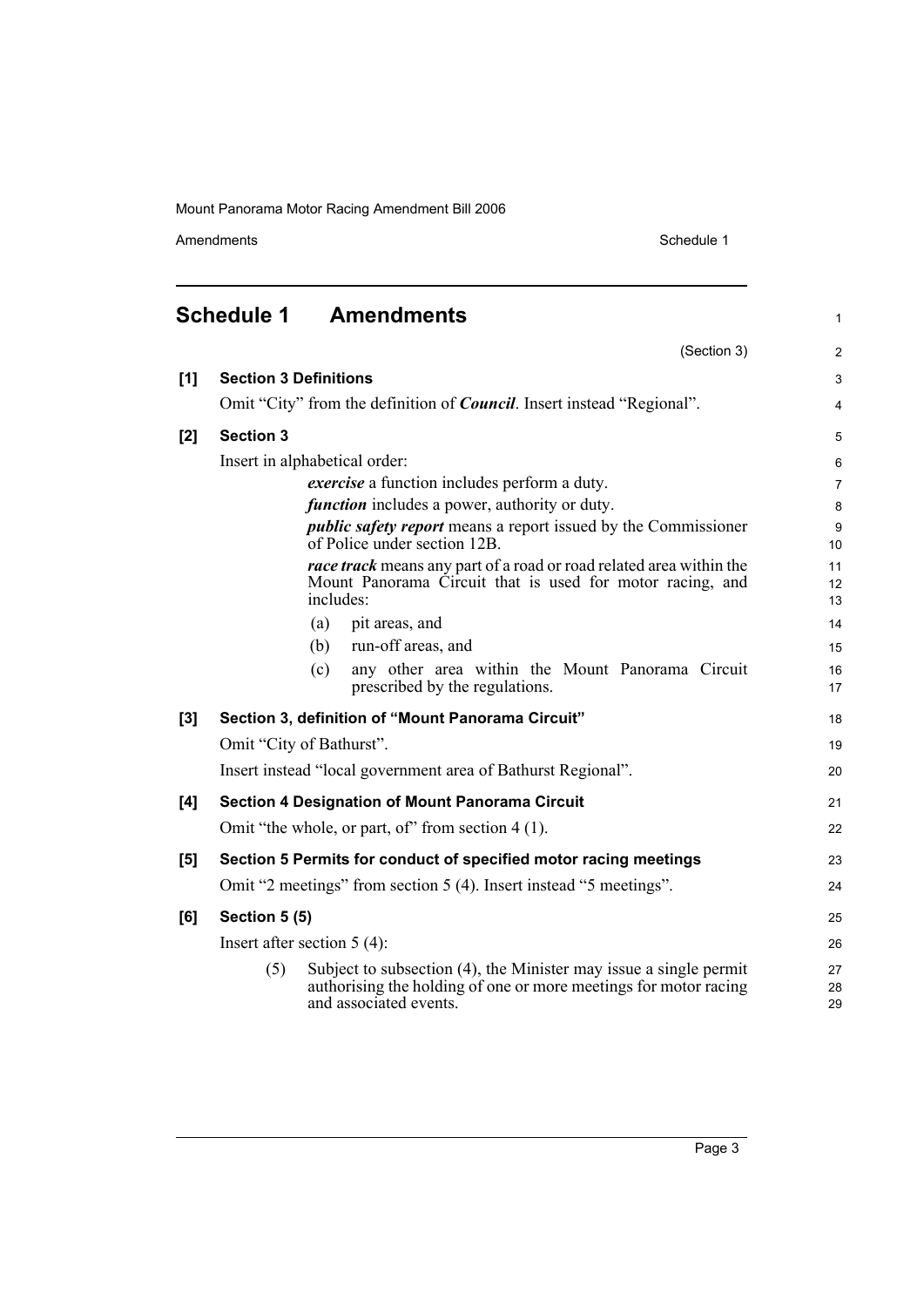## Schedule 1 Amendments

(Section 3)

**[1] Section 3 Definitions**

Omit "City" from the definition of ***Council***. Insert instead "Regional".

**[2] Section 3**

Insert in alphabetical order:

> ***exercise*** a function includes perform a duty.
>
> ***function*** includes a power, authority or duty.
>
> ***public safety report*** means a report issued by the Commissioner of Police under section 12B.
>
> ***race track*** means any part of a road or road related area within the Mount Panorama Circuit that is used for motor racing, and includes:
>
> (a) pit areas, and
>
> (b) run-off areas, and
>
> (c) any other area within the Mount Panorama Circuit prescribed by the regulations.

**[3] Section 3, definition of "Mount Panorama Circuit"**

Omit "City of Bathurst".

Insert instead "local government area of Bathurst Regional".

**[4] Section 4 Designation of Mount Panorama Circuit**

Omit "the whole, or part, of" from section 4 (1).

**[5] Section 5 Permits for conduct of specified motor racing meetings**

Omit "2 meetings" from section 5 (4). Insert instead "5 meetings".

**[6] Section 5 (5)**

Insert after section 5 (4):

> (5) Subject to subsection (4), the Minister may issue a single permit authorising the holding of one or more meetings for motor racing and associated events.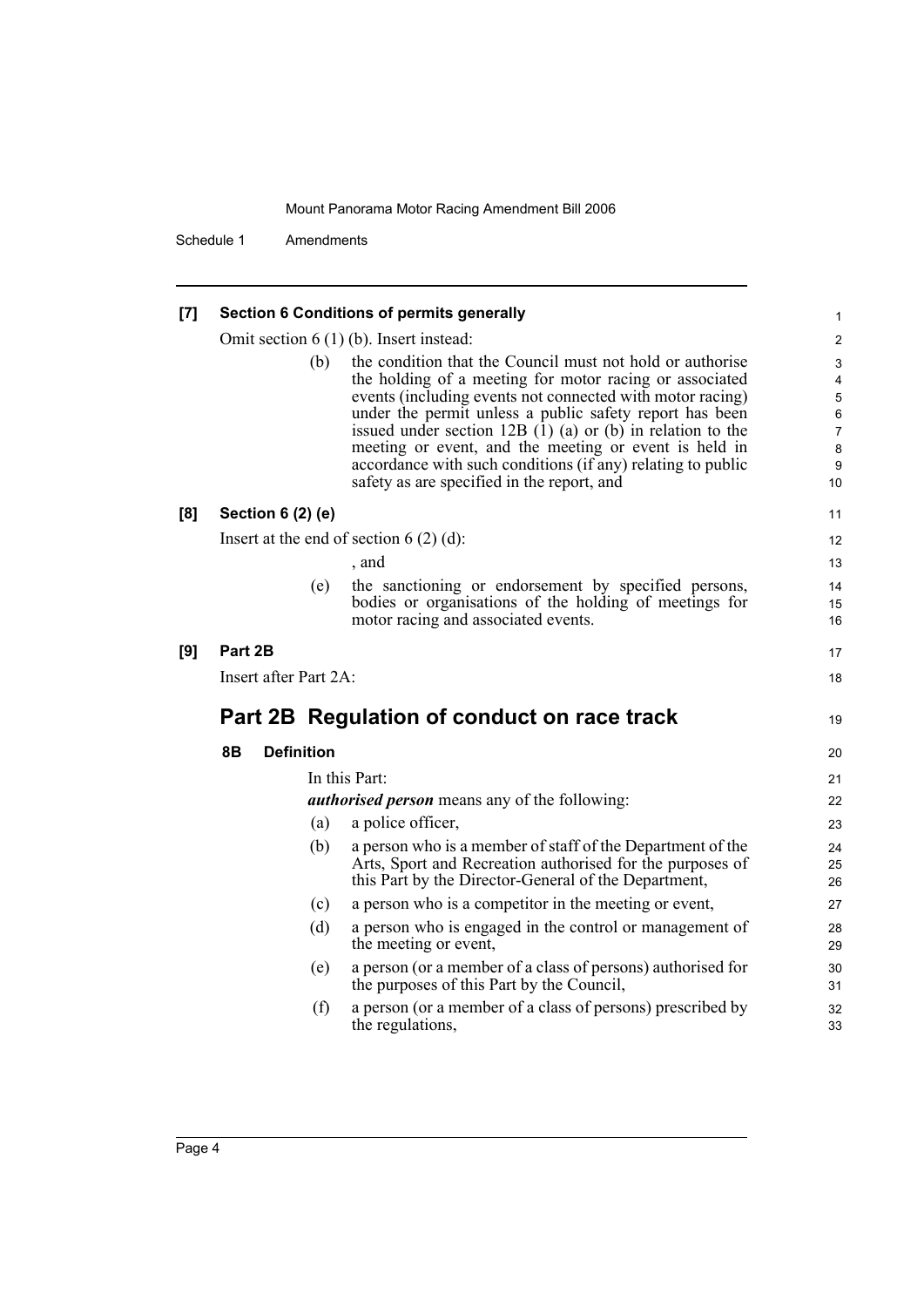**[7] Section 6 Conditions of permits generally**

Omit section 6 (1) (b). Insert instead:

(b) the condition that the Council must not hold or authorise the holding of a meeting for motor racing or associated events (including events not connected with motor racing) under the permit unless a public safety report has been issued under section 12B (1) (a) or (b) in relation to the meeting or event, and the meeting or event is held in accordance with such conditions (if any) relating to public safety as are specified in the report, and

**[8] Section 6 (2) (e)**

Insert at the end of section 6 (2) (d):

, and

(e) the sanctioning or endorsement by specified persons, bodies or organisations of the holding of meetings for motor racing and associated events.

**[9] Part 2B**

Insert after Part 2A:

## Part 2B Regulation of conduct on race track

### 8B Definition

In this Part:

***authorised person*** means any of the following:

(a) a police officer,

(b) a person who is a member of staff of the Department of the Arts, Sport and Recreation authorised for the purposes of this Part by the Director-General of the Department,

(c) a person who is a competitor in the meeting or event,

(d) a person who is engaged in the control or management of the meeting or event,

(e) a person (or a member of a class of persons) authorised for the purposes of this Part by the Council,

(f) a person (or a member of a class of persons) prescribed by the regulations,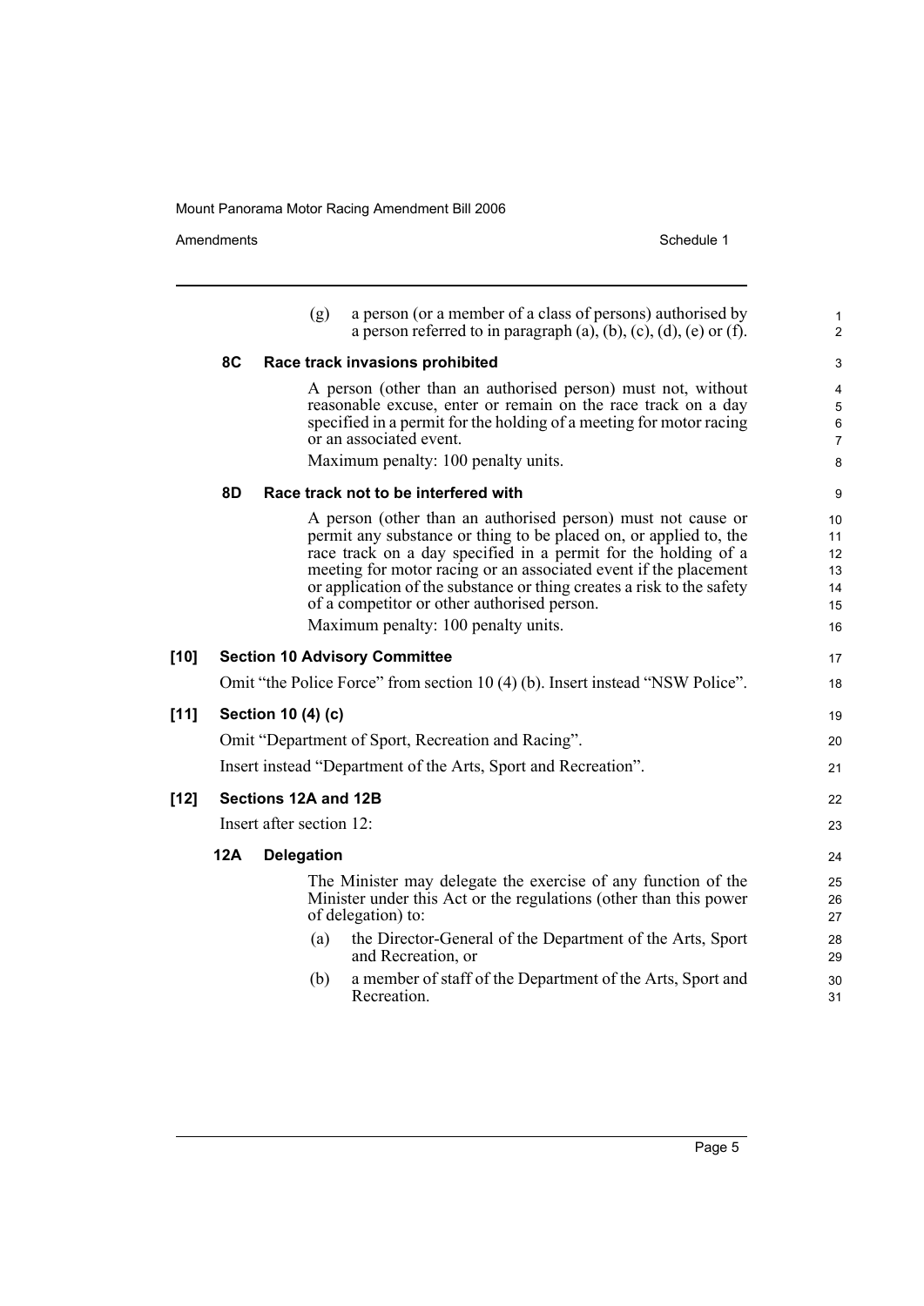(g) a person (or a member of a class of persons) authorised by a person referred to in paragraph (a), (b), (c), (d), (e) or (f).

**8C Race track invasions prohibited**

A person (other than an authorised person) must not, without reasonable excuse, enter or remain on the race track on a day specified in a permit for the holding of a meeting for motor racing or an associated event.

Maximum penalty: 100 penalty units.

**8D Race track not to be interfered with**

A person (other than an authorised person) must not cause or permit any substance or thing to be placed on, or applied to, the race track on a day specified in a permit for the holding of a meeting for motor racing or an associated event if the placement or application of the substance or thing creates a risk to the safety of a competitor or other authorised person.

Maximum penalty: 100 penalty units.

**[10] Section 10 Advisory Committee**

Omit "the Police Force" from section 10 (4) (b). Insert instead "NSW Police".

**[11] Section 10 (4) (c)**

Omit "Department of Sport, Recreation and Racing".

Insert instead "Department of the Arts, Sport and Recreation".

**[12] Sections 12A and 12B**

Insert after section 12:

**12A Delegation**

The Minister may delegate the exercise of any function of the Minister under this Act or the regulations (other than this power of delegation) to:

(a) the Director-General of the Department of the Arts, Sport and Recreation, or

(b) a member of staff of the Department of the Arts, Sport and Recreation.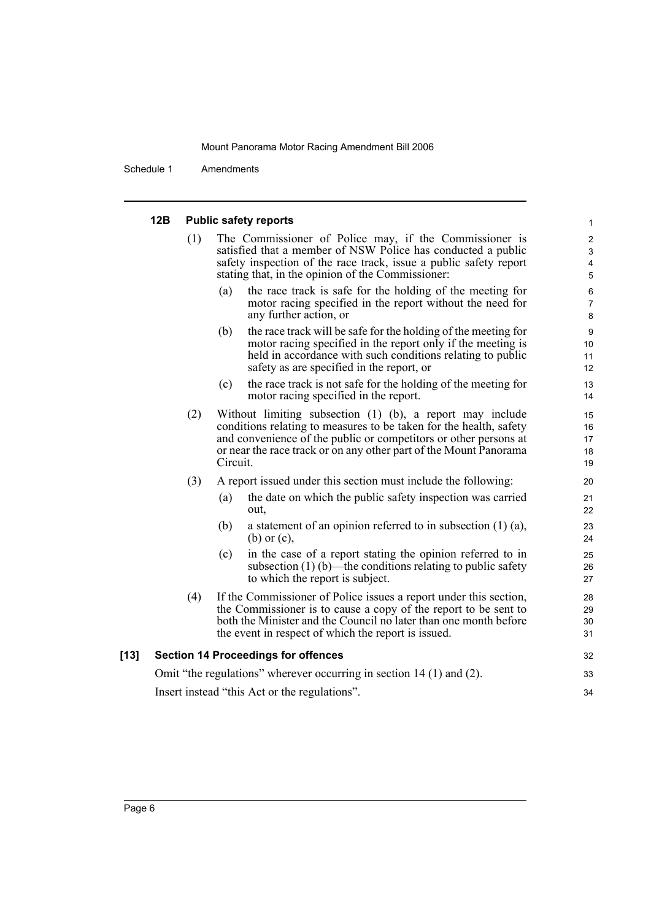#### 12B Public safety reports

(1) The Commissioner of Police may, if the Commissioner is satisfied that a member of NSW Police has conducted a public safety inspection of the race track, issue a public safety report stating that, in the opinion of the Commissioner:

- (a) the race track is safe for the holding of the meeting for motor racing specified in the report without the need for any further action, or
- (b) the race track will be safe for the holding of the meeting for motor racing specified in the report only if the meeting is held in accordance with such conditions relating to public safety as are specified in the report, or
- (c) the race track is not safe for the holding of the meeting for motor racing specified in the report.

(2) Without limiting subsection (1) (b), a report may include conditions relating to measures to be taken for the health, safety and convenience of the public or competitors or other persons at or near the race track or on any other part of the Mount Panorama Circuit.

(3) A report issued under this section must include the following:

- (a) the date on which the public safety inspection was carried out,
- (b) a statement of an opinion referred to in subsection (1) (a), (b) or (c),
- (c) in the case of a report stating the opinion referred to in subsection (1) (b)—the conditions relating to public safety to which the report is subject.

(4) If the Commissioner of Police issues a report under this section, the Commissioner is to cause a copy of the report to be sent to both the Minister and the Council no later than one month before the event in respect of which the report is issued.

### [13] Section 14 Proceedings for offences

Omit "the regulations" wherever occurring in section 14 (1) and (2).

Insert instead "this Act or the regulations".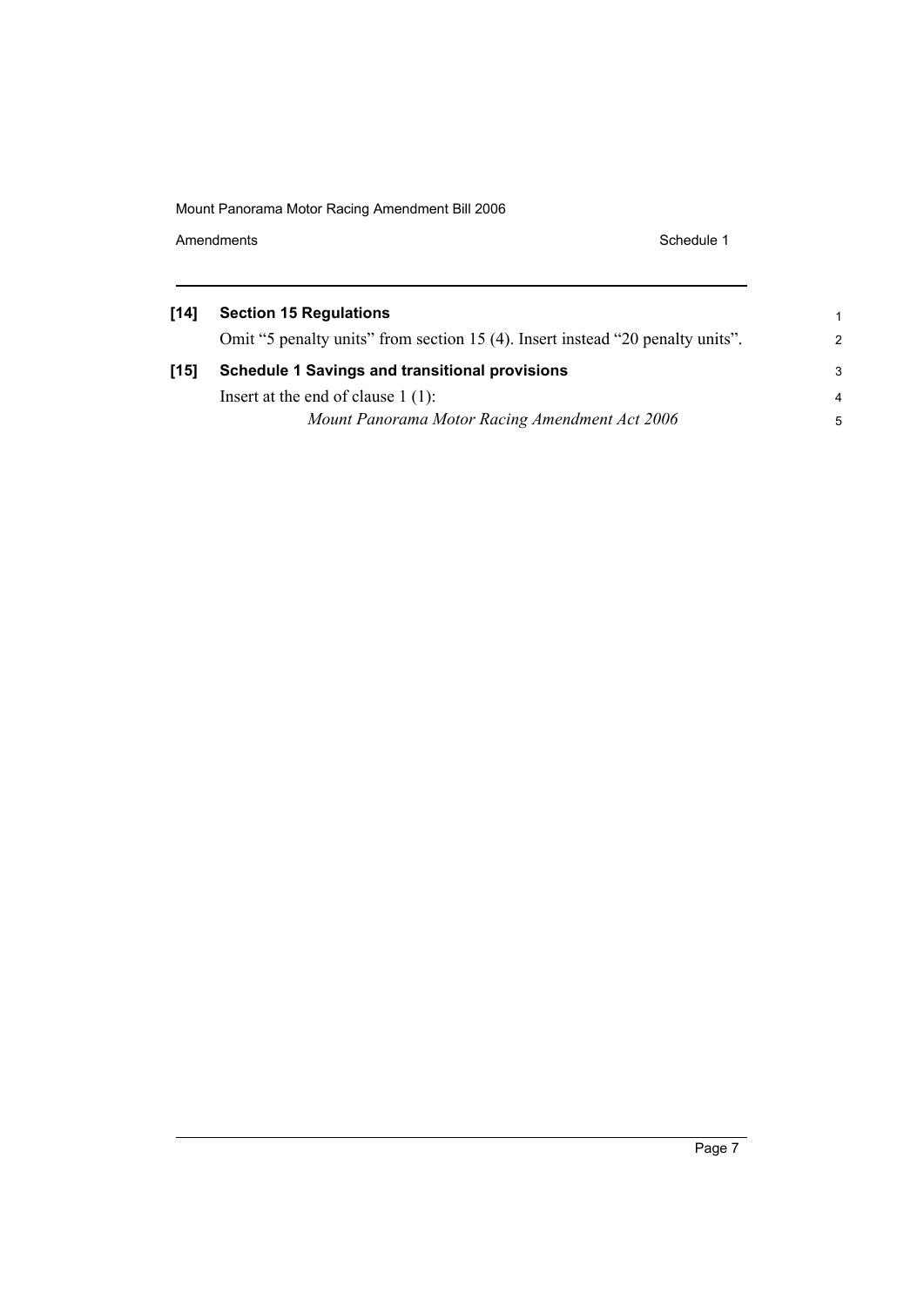**[14] Section 15 Regulations**

Omit "5 penalty units" from section 15 (4). Insert instead "20 penalty units".

**[15] Schedule 1 Savings and transitional provisions**

Insert at the end of clause 1 (1):

*Mount Panorama Motor Racing Amendment Act 2006*